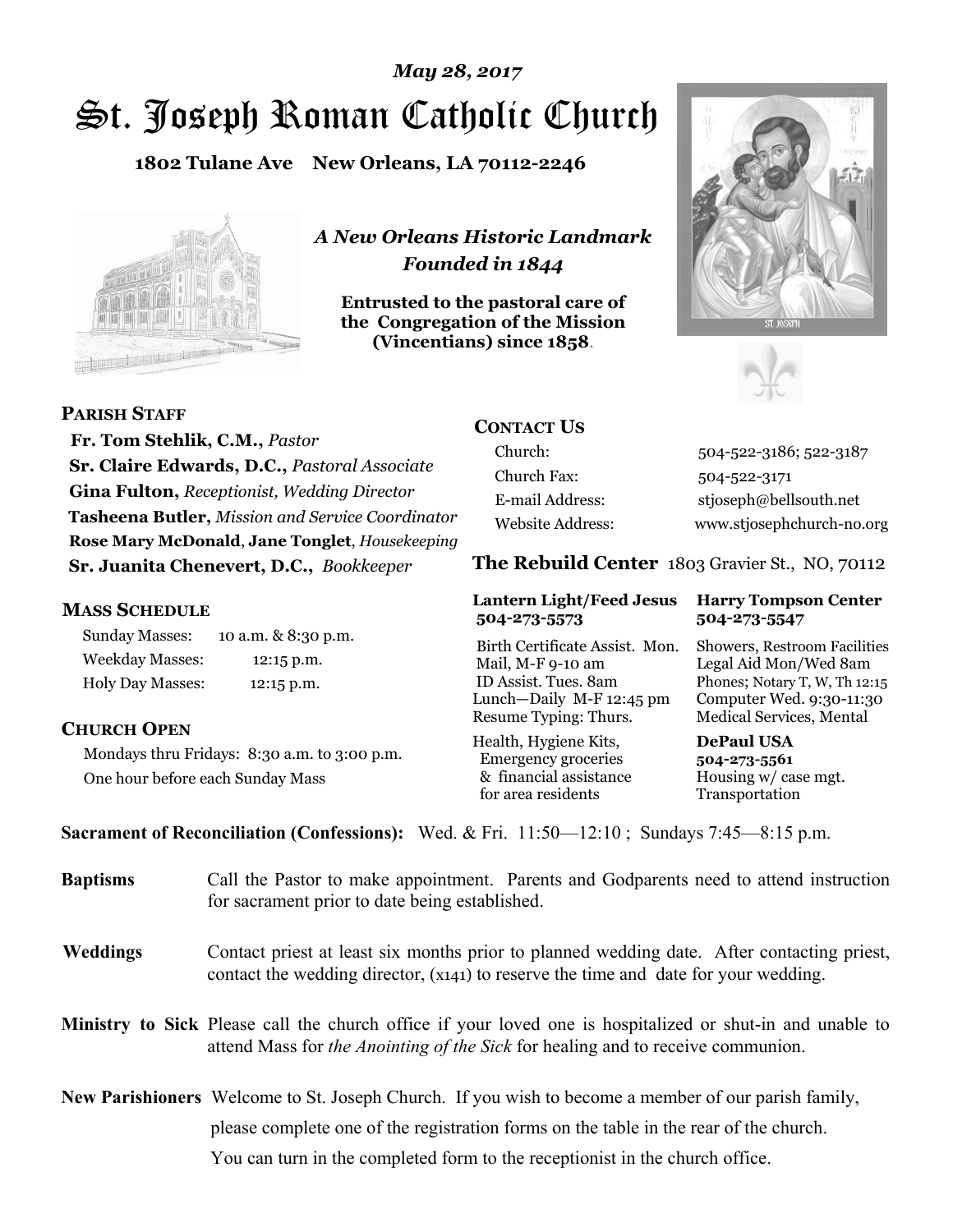*May 28, 2017*

# St. Joseph Roman Catholic Church

**1802 Tulane Ave New Orleans, LA 70112-2246**

***A New Orleans Historic Landmark***
***Founded in 1844***

**Entrusted to the pastoral care of the Congregation of the Mission (Vincentians) since 1858.**

## PARISH STAFF

**Fr. Tom Stehlik, C.M.,** *Pastor*
**Sr. Claire Edwards, D.C.,** *Pastoral Associate*
**Gina Fulton,** *Receptionist, Wedding Director*
**Tasheena Butler,** *Mission and Service Coordinator*
**Rose Mary McDonald**, **Jane Tonglet**, *Housekeeping*
**Sr. Juanita Chenevert, D.C.,** *Bookkeeper*

## MASS SCHEDULE

| | |
|---|---|
| Sunday Masses: | 10 a.m. & 8:30 p.m. |
| Weekday Masses: | 12:15 p.m. |
| Holy Day Masses: | 12:15 p.m. |

## CHURCH OPEN

Mondays thru Fridays: 8:30 a.m. to 3:00 p.m.
One hour before each Sunday Mass

## CONTACT US

| | |
|---|---|
| Church: | 504-522-3186; 522-3187 |
| Church Fax: | 504-522-3171 |
| E-mail Address: | stjoseph@bellsouth.net |
| Website Address: | www.stjosephchurch-no.org |

## The Rebuild Center 1803 Gravier St., NO, 70112

**Lantern Light/Feed Jesus 504-273-5573**
Birth Certificate Assist. Mon.
Mail, M-F 9-10 am
ID Assist. Tues. 8am
Lunch—Daily M-F 12:45 pm
Resume Typing: Thurs.
Health, Hygiene Kits, Emergency groceries & financial assistance for area residents

**Harry Tompson Center 504-273-5547**
Showers, Restroom Facilities
Legal Aid Mon/Wed 8am
Phones; Notary T, W, Th 12:15
Computer Wed. 9:30-11:30
Medical Services, Mental

**DePaul USA 504-273-5561**
Housing w/ case mgt.
Transportation

**Sacrament of Reconciliation (Confessions):** Wed. & Fri. 11:50—12:10 ; Sundays 7:45—8:15 p.m.

**Baptisms** Call the Pastor to make appointment. Parents and Godparents need to attend instruction for sacrament prior to date being established.

**Weddings** Contact priest at least six months prior to planned wedding date. After contacting priest, contact the wedding director, (x141) to reserve the time and date for your wedding.

**Ministry to Sick** Please call the church office if your loved one is hospitalized or shut-in and unable to attend Mass for *the Anointing of the Sick* for healing and to receive communion.

**New Parishioners** Welcome to St. Joseph Church. If you wish to become a member of our parish family, please complete one of the registration forms on the table in the rear of the church. You can turn in the completed form to the receptionist in the church office.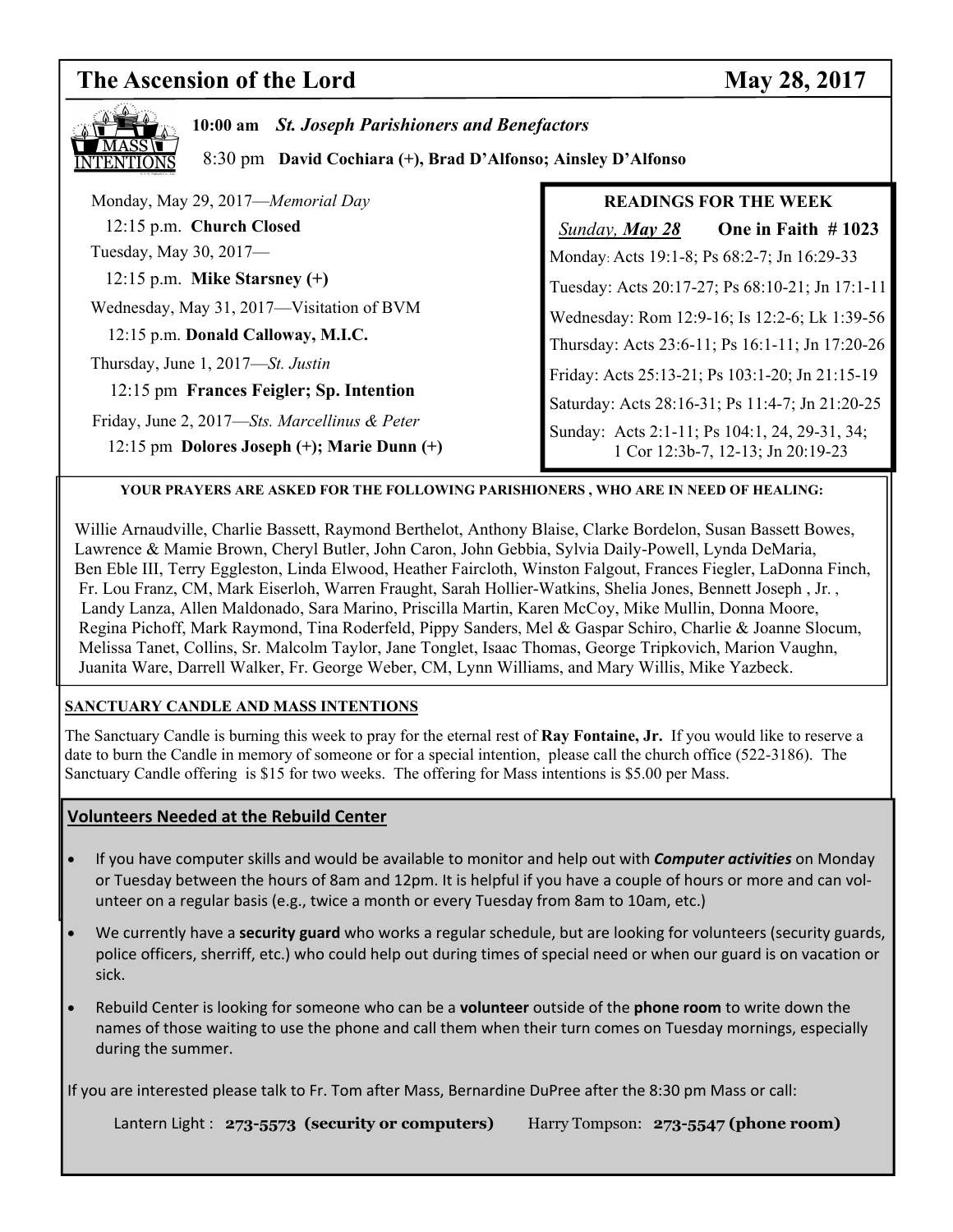# The Ascension of the Lord — May 28, 2017

**MASS INTENTIONS**

**10:00 am** ***St. Joseph Parishioners and Benefactors***

8:30 pm **David Cochiara (+), Brad D'Alfonso; Ainsley D'Alfonso**

Monday, May 29, 2017—*Memorial Day*
12:15 p.m. **Church Closed**

Tuesday, May 30, 2017—
12:15 p.m. **Mike Starsney (+)**

Wednesday, May 31, 2017—Visitation of BVM
12:15 p.m. **Donald Calloway, M.I.C.**

Thursday, June 1, 2017—*St. Justin*
12:15 pm **Frances Feigler; Sp. Intention**

Friday, June 2, 2017—*Sts. Marcellinus & Peter*
12:15 pm **Dolores Joseph (+); Marie Dunn (+)**

**READINGS FOR THE WEEK**

*Sunday,* ***May 28*** **One in Faith # 1023**

Monday: Acts 19:1-8; Ps 68:2-7; Jn 16:29-33

Tuesday: Acts 20:17-27; Ps 68:10-21; Jn 17:1-11

Wednesday: Rom 12:9-16; Is 12:2-6; Lk 1:39-56

Thursday: Acts 23:6-11; Ps 16:1-11; Jn 17:20-26

Friday: Acts 25:13-21; Ps 103:1-20; Jn 21:15-19

Saturday: Acts 28:16-31; Ps 11:4-7; Jn 21:20-25

Sunday: Acts 2:1-11; Ps 104:1, 24, 29-31, 34; 1 Cor 12:3b-7, 12-13; Jn 20:19-23

**YOUR PRAYERS ARE ASKED FOR THE FOLLOWING PARISHIONERS , WHO ARE IN NEED OF HEALING:**

Willie Arnaudville, Charlie Bassett, Raymond Berthelot, Anthony Blaise, Clarke Bordelon, Susan Bassett Bowes, Lawrence & Mamie Brown, Cheryl Butler, John Caron, John Gebbia, Sylvia Daily-Powell, Lynda DeMaria, Ben Eble III, Terry Eggleston, Linda Elwood, Heather Faircloth, Winston Falgout, Frances Fiegler, LaDonna Finch, Fr. Lou Franz, CM, Mark Eiserloh, Warren Fraught, Sarah Hollier-Watkins, Shelia Jones, Bennett Joseph , Jr. , Landy Lanza, Allen Maldonado, Sara Marino, Priscilla Martin, Karen McCoy, Mike Mullin, Donna Moore, Regina Pichoff, Mark Raymond, Tina Roderfeld, Pippy Sanders, Mel & Gaspar Schiro, Charlie & Joanne Slocum, Melissa Tanet, Collins, Sr. Malcolm Taylor, Jane Tonglet, Isaac Thomas, George Tripkovich, Marion Vaughn, Juanita Ware, Darrell Walker, Fr. George Weber, CM, Lynn Williams, and Mary Willis, Mike Yazbeck.

## SANCTUARY CANDLE AND MASS INTENTIONS

The Sanctuary Candle is burning this week to pray for the eternal rest of **Ray Fontaine, Jr.** If you would like to reserve a date to burn the Candle in memory of someone or for a special intention, please call the church office (522-3186). The Sanctuary Candle offering is $15 for two weeks. The offering for Mass intentions is $5.00 per Mass.

## Volunteers Needed at the Rebuild Center

- If you have computer skills and would be available to monitor and help out with ***Computer activities*** on Monday or Tuesday between the hours of 8am and 12pm. It is helpful if you have a couple of hours or more and can volunteer on a regular basis (e.g., twice a month or every Tuesday from 8am to 10am, etc.)
- We currently have a **security guard** who works a regular schedule, but are looking for volunteers (security guards, police officers, sherriff, etc.) who could help out during times of special need or when our guard is on vacation or sick.
- Rebuild Center is looking for someone who can be a **volunteer** outside of the **phone room** to write down the names of those waiting to use the phone and call them when their turn comes on Tuesday mornings, especially during the summer.

If you are interested please talk to Fr. Tom after Mass, Bernardine DuPree after the 8:30 pm Mass or call:

Lantern Light : **273-5573 (security or computers)** Harry Tompson: **273-5547 (phone room)**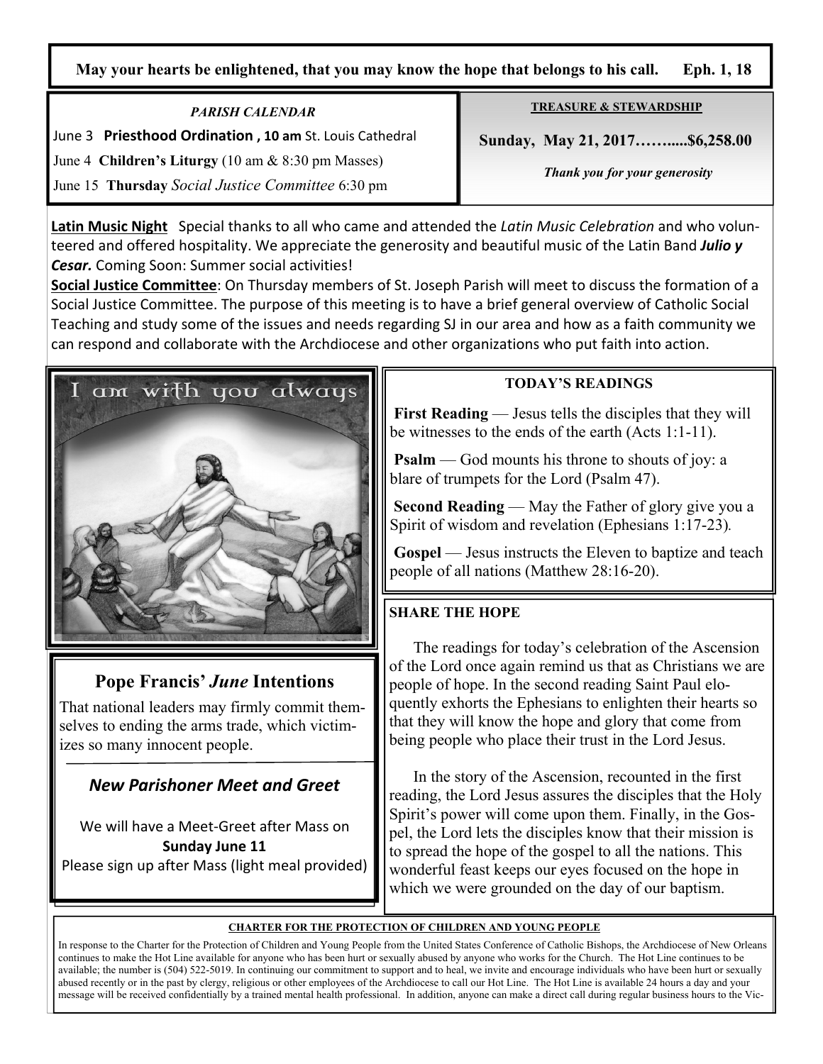**May your hearts be enlightened, that you may know the hope that belongs to his call. Eph. 1, 18**

### *PARISH CALENDAR*

June 3 **Priesthood Ordination , 10 am** St. Louis Cathedral

June 4 **Children's Liturgy** (10 am & 8:30 pm Masses)

June 15 **Thursday** *Social Justice Committee* 6:30 pm

### TREASURE & STEWARDSHIP

**Sunday, May 21, 2017……....$6,258.00**

***Thank you for your generosity***

**Latin Music Night** Special thanks to all who came and attended the *Latin Music Celebration* and who volunteered and offered hospitality. We appreciate the generosity and beautiful music of the Latin Band ***Julio y Cesar.*** Coming Soon: Summer social activities!

**Social Justice Committee**: On Thursday members of St. Joseph Parish will meet to discuss the formation of a Social Justice Committee. The purpose of this meeting is to have a brief general overview of Catholic Social Teaching and study some of the issues and needs regarding SJ in our area and how as a faith community we can respond and collaborate with the Archdiocese and other organizations who put faith into action.

I am with you always

### TODAY'S READINGS

**First Reading** — Jesus tells the disciples that they will be witnesses to the ends of the earth (Acts 1:1-11).

**Psalm** — God mounts his throne to shouts of joy: a blare of trumpets for the Lord (Psalm 47).

**Second Reading** — May the Father of glory give you a Spirit of wisdom and revelation (Ephesians 1:17-23).

**Gospel** — Jesus instructs the Eleven to baptize and teach people of all nations (Matthew 28:16-20).

## Pope Francis' *June* Intentions

That national leaders may firmly commit themselves to ending the arms trade, which victimizes so many innocent people.

## *New Parishoner Meet and Greet*

We will have a Meet-Greet after Mass on **Sunday June 11**
Please sign up after Mass (light meal provided)

### SHARE THE HOPE

The readings for today's celebration of the Ascension of the Lord once again remind us that as Christians we are people of hope. In the second reading Saint Paul eloquently exhorts the Ephesians to enlighten their hearts so that they will know the hope and glory that come from being people who place their trust in the Lord Jesus.

In the story of the Ascension, recounted in the first reading, the Lord Jesus assures the disciples that the Holy Spirit's power will come upon them. Finally, in the Gospel, the Lord lets the disciples know that their mission is to spread the hope of the gospel to all the nations. This wonderful feast keeps our eyes focused on the hope in which we were grounded on the day of our baptism.

### CHARTER FOR THE PROTECTION OF CHILDREN AND YOUNG PEOPLE

In response to the Charter for the Protection of Children and Young People from the United States Conference of Catholic Bishops, the Archdiocese of New Orleans continues to make the Hot Line available for anyone who has been hurt or sexually abused by anyone who works for the Church. The Hot Line continues to be available; the number is (504) 522-5019. In continuing our commitment to support and to heal, we invite and encourage individuals who have been hurt or sexually abused recently or in the past by clergy, religious or other employees of the Archdiocese to call our Hot Line. The Hot Line is available 24 hours a day and your message will be received confidentially by a trained mental health professional. In addition, anyone can make a direct call during regular business hours to the Vic-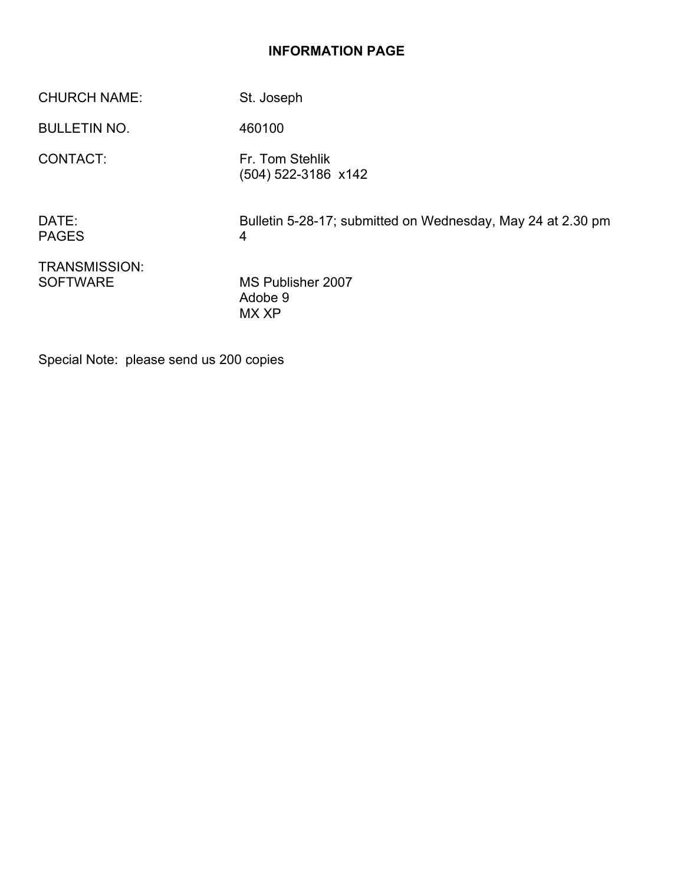# INFORMATION PAGE

| | |
|---|---|
| CHURCH NAME: | St. Joseph |
| BULLETIN NO. | 460100 |
| CONTACT: | Fr. Tom Stehlik<br>(504) 522-3186 x142 |
| DATE:<br>PAGES | Bulletin 5-28-17; submitted on Wednesday, May 24 at 2.30 pm<br>4 |
| TRANSMISSION:<br>SOFTWARE | MS Publisher 2007<br>Adobe 9<br>MX XP |

Special Note: please send us 200 copies